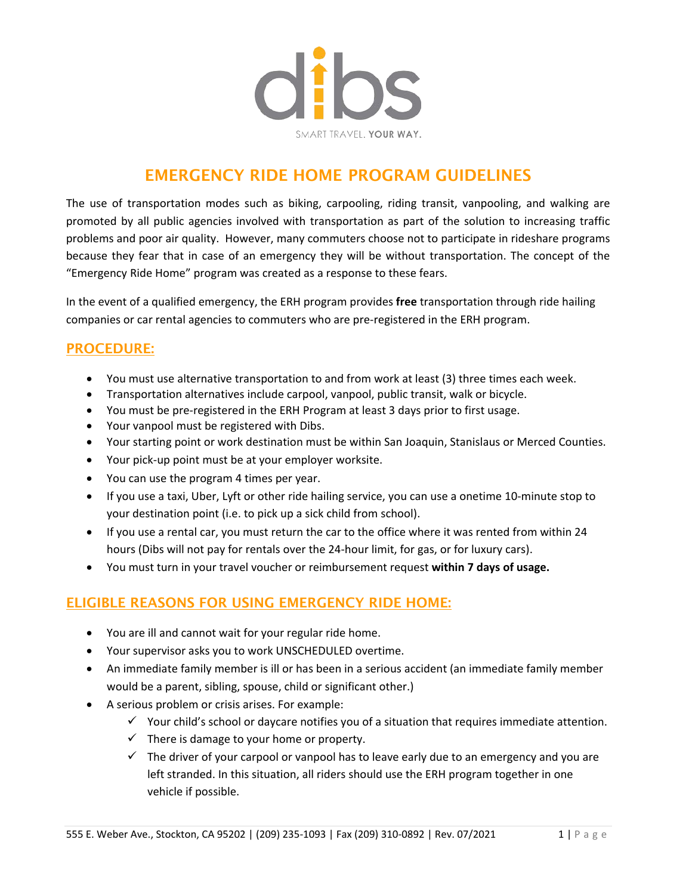dibs

SMART TRAVEL. **YOUR WAY.**

# EMERGENCY RIDE HOME PROGRAM GUIDELINES

The use of transportation modes such as biking, carpooling, riding transit, vanpooling, and walking are promoted by all public agencies involved with transportation as part of the solution to increasing traffic problems and poor air quality. However, many commuters choose not to participate in rideshare programs because they fear that in case of an emergency they will be without transportation. The concept of the "Emergency Ride Home" program was created as a response to these fears.

In the event of a qualified emergency, the ERH program provides **free** transportation through ride hailing companies or car rental agencies to commuters who are pre-registered in the ERH program.

## PROCEDURE:

- You must use alternative transportation to and from work at least (3) three times each week.
- Transportation alternatives include carpool, vanpool, public transit, walk or bicycle.
- You must be pre-registered in the ERH Program at least 3 days prior to first usage.
- Your vanpool must be registered with Dibs.
- Your starting point or work destination must be within San Joaquin, Stanislaus or Merced Counties.
- Your pick-up point must be at your employer worksite.
- You can use the program 4 times per year.
- If you use a taxi, Uber, Lyft or other ride hailing service, you can use a onetime 10-minute stop to your destination point (i.e. to pick up a sick child from school).
- If you use a rental car, you must return the car to the office where it was rented from within 24 hours (Dibs will not pay for rentals over the 24-hour limit, for gas, or for luxury cars).
- You must turn in your travel voucher or reimbursement request **within 7 days of usage.**

## ELIGIBLE REASONS FOR USING EMERGENCY RIDE HOME:

- You are ill and cannot wait for your regular ride home.
- Your supervisor asks you to work UNSCHEDULED overtime.
- An immediate family member is ill or has been in a serious accident (an immediate family member would be a parent, sibling, spouse, child or significant other.)
- A serious problem or crisis arises. For example:
  - ✓ Your child's school or daycare notifies you of a situation that requires immediate attention.
  - ✓ There is damage to your home or property.
  - ✓ The driver of your carpool or vanpool has to leave early due to an emergency and you are left stranded. In this situation, all riders should use the ERH program together in one vehicle if possible.

555 E. Weber Ave., Stockton, CA 95202 | (209) 235-1093 | Fax (209) 310-0892 | Rev. 07/2021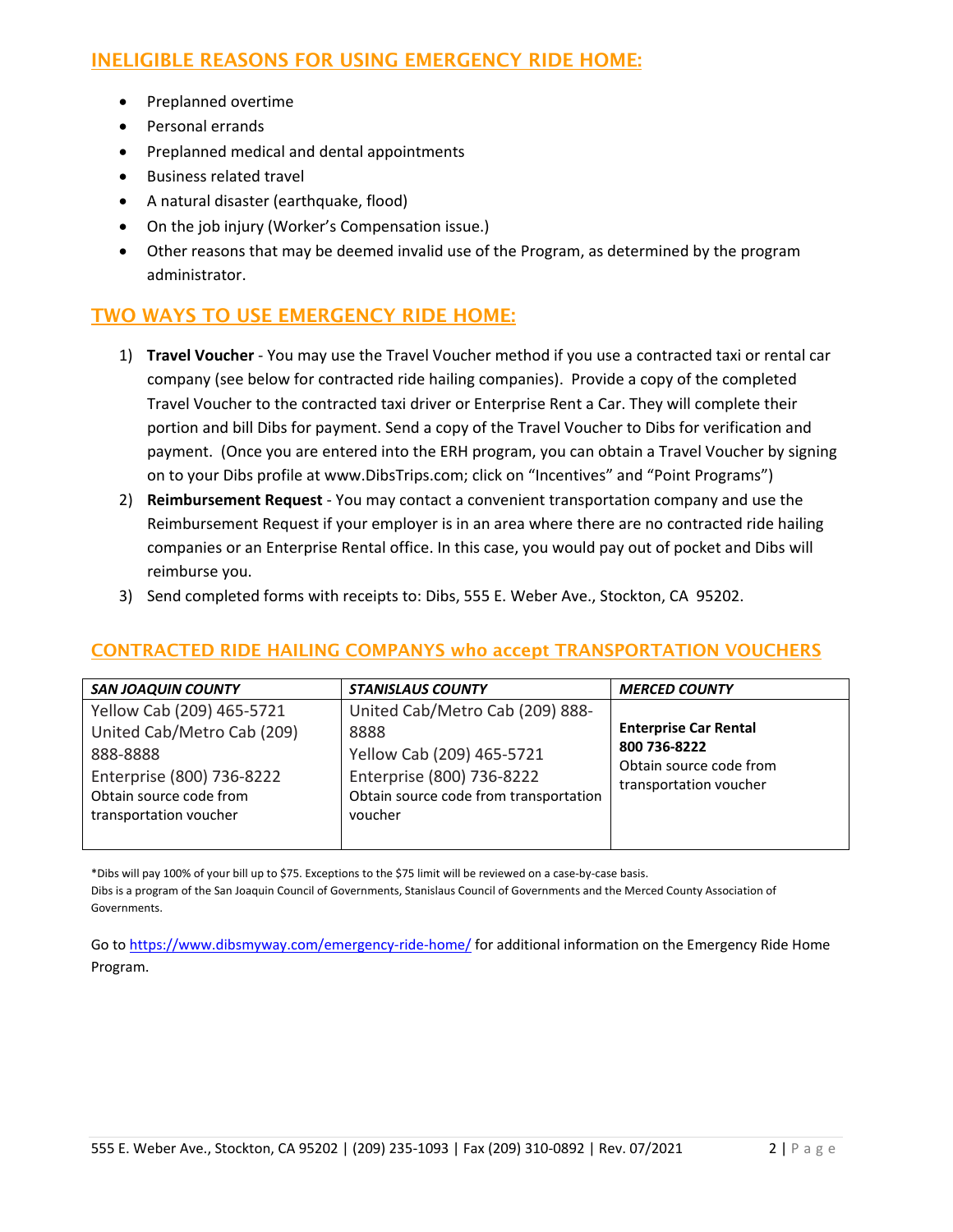## INELIGIBLE REASONS FOR USING EMERGENCY RIDE HOME:

- Preplanned overtime
- Personal errands
- Preplanned medical and dental appointments
- Business related travel
- A natural disaster (earthquake, flood)
- On the job injury (Worker's Compensation issue.)
- Other reasons that may be deemed invalid use of the Program, as determined by the program administrator.

## TWO WAYS TO USE EMERGENCY RIDE HOME:

1) **Travel Voucher** - You may use the Travel Voucher method if you use a contracted taxi or rental car company (see below for contracted ride hailing companies). Provide a copy of the completed Travel Voucher to the contracted taxi driver or Enterprise Rent a Car. They will complete their portion and bill Dibs for payment. Send a copy of the Travel Voucher to Dibs for verification and payment. (Once you are entered into the ERH program, you can obtain a Travel Voucher by signing on to your Dibs profile at www.DibsTrips.com; click on "Incentives" and "Point Programs")
2) **Reimbursement Request** - You may contact a convenient transportation company and use the Reimbursement Request if your employer is in an area where there are no contracted ride hailing companies or an Enterprise Rental office. In this case, you would pay out of pocket and Dibs will reimburse you.
3) Send completed forms with receipts to: Dibs, 555 E. Weber Ave., Stockton, CA 95202.

## CONTRACTED RIDE HAILING COMPANYS who accept TRANSPORTATION VOUCHERS

| *SAN JOAQUIN COUNTY* | *STANISLAUS COUNTY* | *MERCED COUNTY* |
|---|---|---|
| Yellow Cab (209) 465-5721<br>United Cab/Metro Cab (209) 888-8888<br>Enterprise (800) 736-8222<br>Obtain source code from transportation voucher | United Cab/Metro Cab (209) 888-8888<br>Yellow Cab (209) 465-5721<br>Enterprise (800) 736-8222<br>Obtain source code from transportation voucher | **Enterprise Car Rental**<br>**800 736-8222**<br>Obtain source code from transportation voucher |

*Dibs will pay 100% of your bill up to $75. Exceptions to the $75 limit will be reviewed on a case-by-case basis.
Dibs is a program of the San Joaquin Council of Governments, Stanislaus Council of Governments and the Merced County Association of Governments.

Go to https://www.dibsmyway.com/emergency-ride-home/ for additional information on the Emergency Ride Home Program.

555 E. Weber Ave., Stockton, CA 95202 | (209) 235-1093 | Fax (209) 310-0892 | Rev. 07/2021